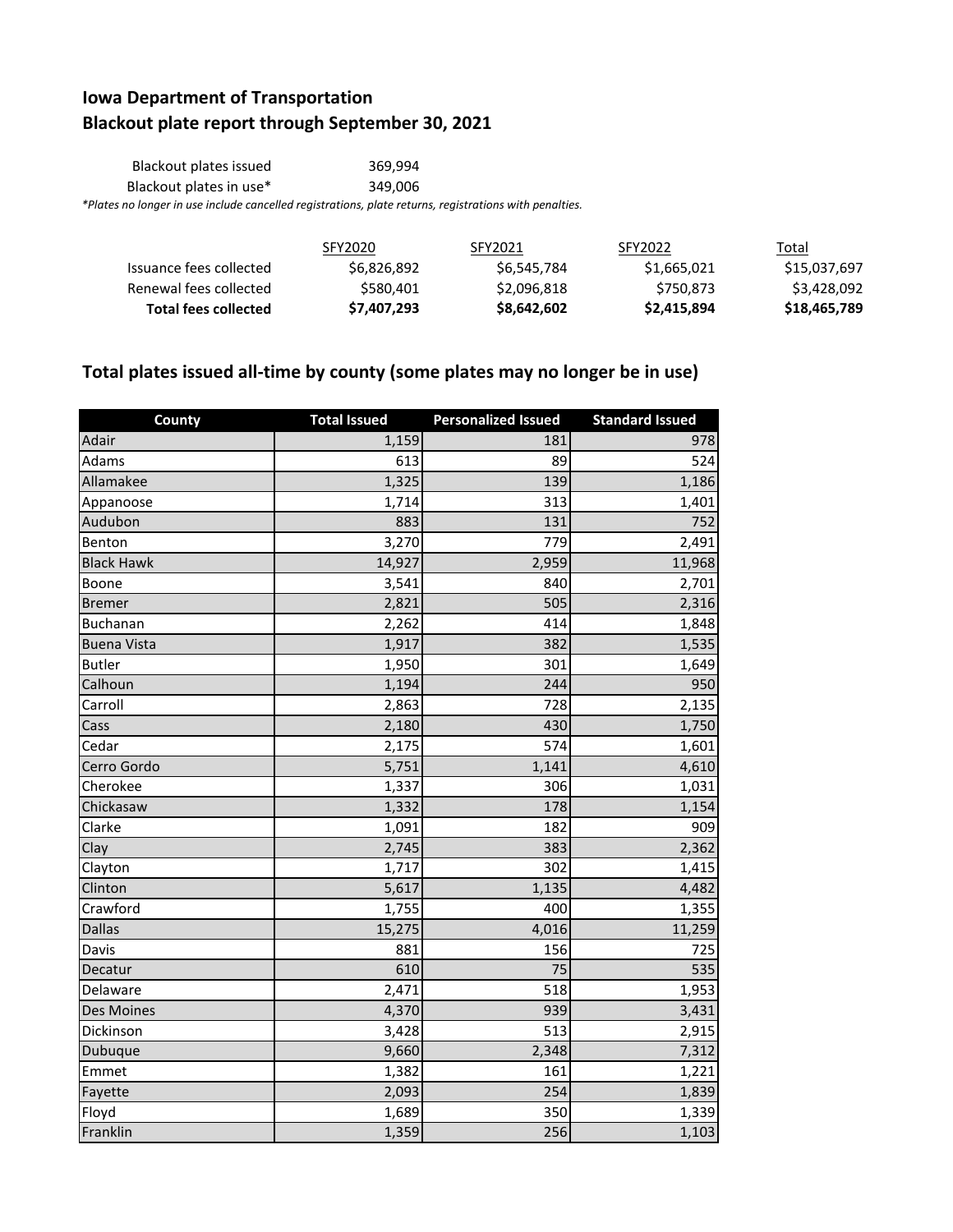# Iowa Department of Transportation
# Blackout plate report through September 30, 2021

| | |
|---|---|
| Blackout plates issued | 369,994 |
| Blackout plates in use* | 349,006 |

*Plates no longer in use include cancelled registrations, plate returns, registrations with penalties.*

| | SFY2020 | SFY2021 | SFY2022 | Total |
|---|---|---|---|---|
| Issuance fees collected | $6,826,892 | $6,545,784 | $1,665,021 | $15,037,697 |
| Renewal fees collected | $580,401 | $2,096,818 | $750,873 | $3,428,092 |
| **Total fees collected** | **$7,407,293** | **$8,642,602** | **$2,415,894** | **$18,465,789** |

## Total plates issued all-time by county (some plates may no longer be in use)

| County | Total Issued | Personalized Issued | Standard Issued |
|---|---|---|---|
| Adair | 1,159 | 181 | 978 |
| Adams | 613 | 89 | 524 |
| Allamakee | 1,325 | 139 | 1,186 |
| Appanoose | 1,714 | 313 | 1,401 |
| Audubon | 883 | 131 | 752 |
| Benton | 3,270 | 779 | 2,491 |
| Black Hawk | 14,927 | 2,959 | 11,968 |
| Boone | 3,541 | 840 | 2,701 |
| Bremer | 2,821 | 505 | 2,316 |
| Buchanan | 2,262 | 414 | 1,848 |
| Buena Vista | 1,917 | 382 | 1,535 |
| Butler | 1,950 | 301 | 1,649 |
| Calhoun | 1,194 | 244 | 950 |
| Carroll | 2,863 | 728 | 2,135 |
| Cass | 2,180 | 430 | 1,750 |
| Cedar | 2,175 | 574 | 1,601 |
| Cerro Gordo | 5,751 | 1,141 | 4,610 |
| Cherokee | 1,337 | 306 | 1,031 |
| Chickasaw | 1,332 | 178 | 1,154 |
| Clarke | 1,091 | 182 | 909 |
| Clay | 2,745 | 383 | 2,362 |
| Clayton | 1,717 | 302 | 1,415 |
| Clinton | 5,617 | 1,135 | 4,482 |
| Crawford | 1,755 | 400 | 1,355 |
| Dallas | 15,275 | 4,016 | 11,259 |
| Davis | 881 | 156 | 725 |
| Decatur | 610 | 75 | 535 |
| Delaware | 2,471 | 518 | 1,953 |
| Des Moines | 4,370 | 939 | 3,431 |
| Dickinson | 3,428 | 513 | 2,915 |
| Dubuque | 9,660 | 2,348 | 7,312 |
| Emmet | 1,382 | 161 | 1,221 |
| Fayette | 2,093 | 254 | 1,839 |
| Floyd | 1,689 | 350 | 1,339 |
| Franklin | 1,359 | 256 | 1,103 |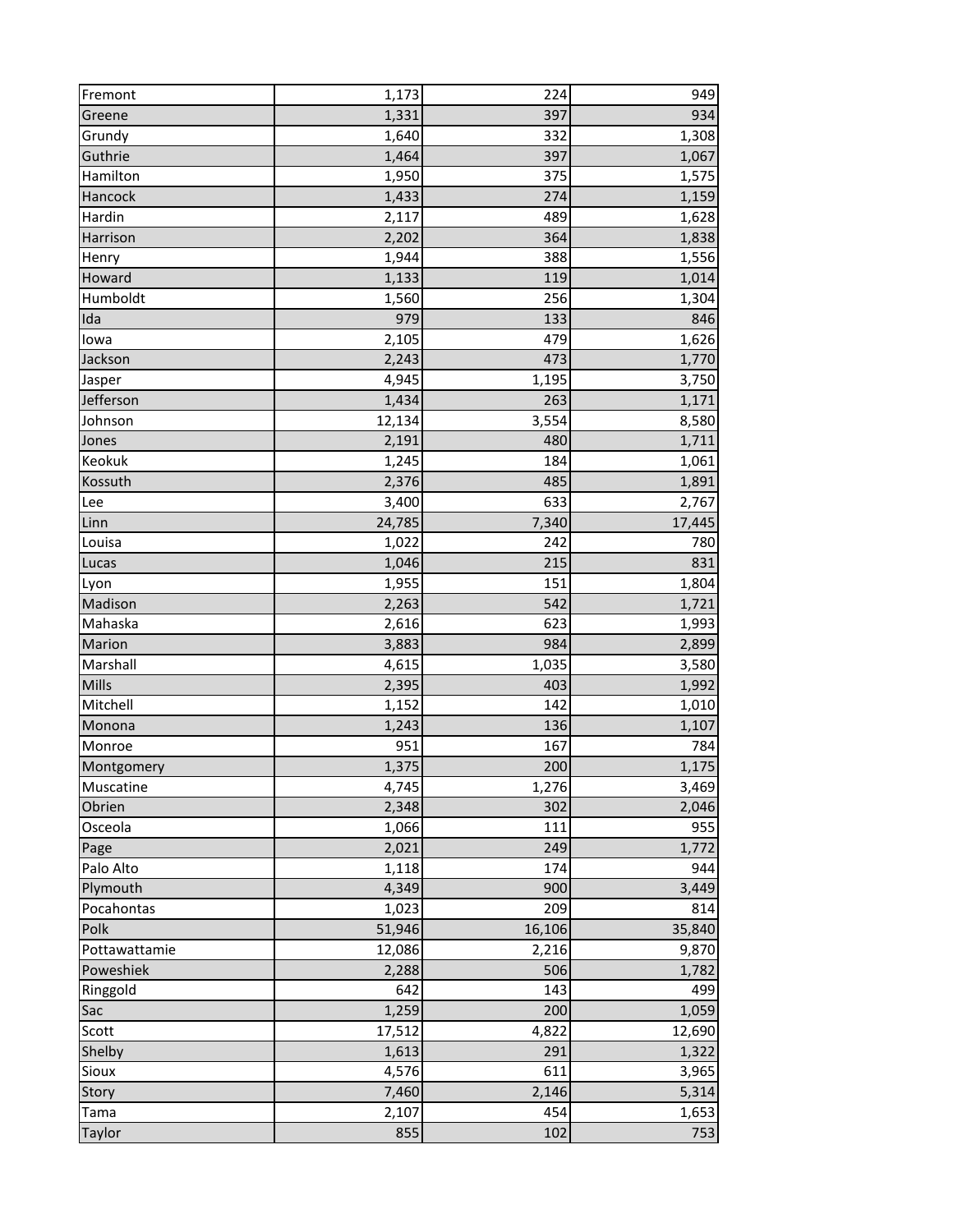| | | | |
|---|---|---|---|
| Fremont | 1,173 | 224 | 949 |
| Greene | 1,331 | 397 | 934 |
| Grundy | 1,640 | 332 | 1,308 |
| Guthrie | 1,464 | 397 | 1,067 |
| Hamilton | 1,950 | 375 | 1,575 |
| Hancock | 1,433 | 274 | 1,159 |
| Hardin | 2,117 | 489 | 1,628 |
| Harrison | 2,202 | 364 | 1,838 |
| Henry | 1,944 | 388 | 1,556 |
| Howard | 1,133 | 119 | 1,014 |
| Humboldt | 1,560 | 256 | 1,304 |
| Ida | 979 | 133 | 846 |
| Iowa | 2,105 | 479 | 1,626 |
| Jackson | 2,243 | 473 | 1,770 |
| Jasper | 4,945 | 1,195 | 3,750 |
| Jefferson | 1,434 | 263 | 1,171 |
| Johnson | 12,134 | 3,554 | 8,580 |
| Jones | 2,191 | 480 | 1,711 |
| Keokuk | 1,245 | 184 | 1,061 |
| Kossuth | 2,376 | 485 | 1,891 |
| Lee | 3,400 | 633 | 2,767 |
| Linn | 24,785 | 7,340 | 17,445 |
| Louisa | 1,022 | 242 | 780 |
| Lucas | 1,046 | 215 | 831 |
| Lyon | 1,955 | 151 | 1,804 |
| Madison | 2,263 | 542 | 1,721 |
| Mahaska | 2,616 | 623 | 1,993 |
| Marion | 3,883 | 984 | 2,899 |
| Marshall | 4,615 | 1,035 | 3,580 |
| Mills | 2,395 | 403 | 1,992 |
| Mitchell | 1,152 | 142 | 1,010 |
| Monona | 1,243 | 136 | 1,107 |
| Monroe | 951 | 167 | 784 |
| Montgomery | 1,375 | 200 | 1,175 |
| Muscatine | 4,745 | 1,276 | 3,469 |
| Obrien | 2,348 | 302 | 2,046 |
| Osceola | 1,066 | 111 | 955 |
| Page | 2,021 | 249 | 1,772 |
| Palo Alto | 1,118 | 174 | 944 |
| Plymouth | 4,349 | 900 | 3,449 |
| Pocahontas | 1,023 | 209 | 814 |
| Polk | 51,946 | 16,106 | 35,840 |
| Pottawattamie | 12,086 | 2,216 | 9,870 |
| Poweshiek | 2,288 | 506 | 1,782 |
| Ringgold | 642 | 143 | 499 |
| Sac | 1,259 | 200 | 1,059 |
| Scott | 17,512 | 4,822 | 12,690 |
| Shelby | 1,613 | 291 | 1,322 |
| Sioux | 4,576 | 611 | 3,965 |
| Story | 7,460 | 2,146 | 5,314 |
| Tama | 2,107 | 454 | 1,653 |
| Taylor | 855 | 102 | 753 |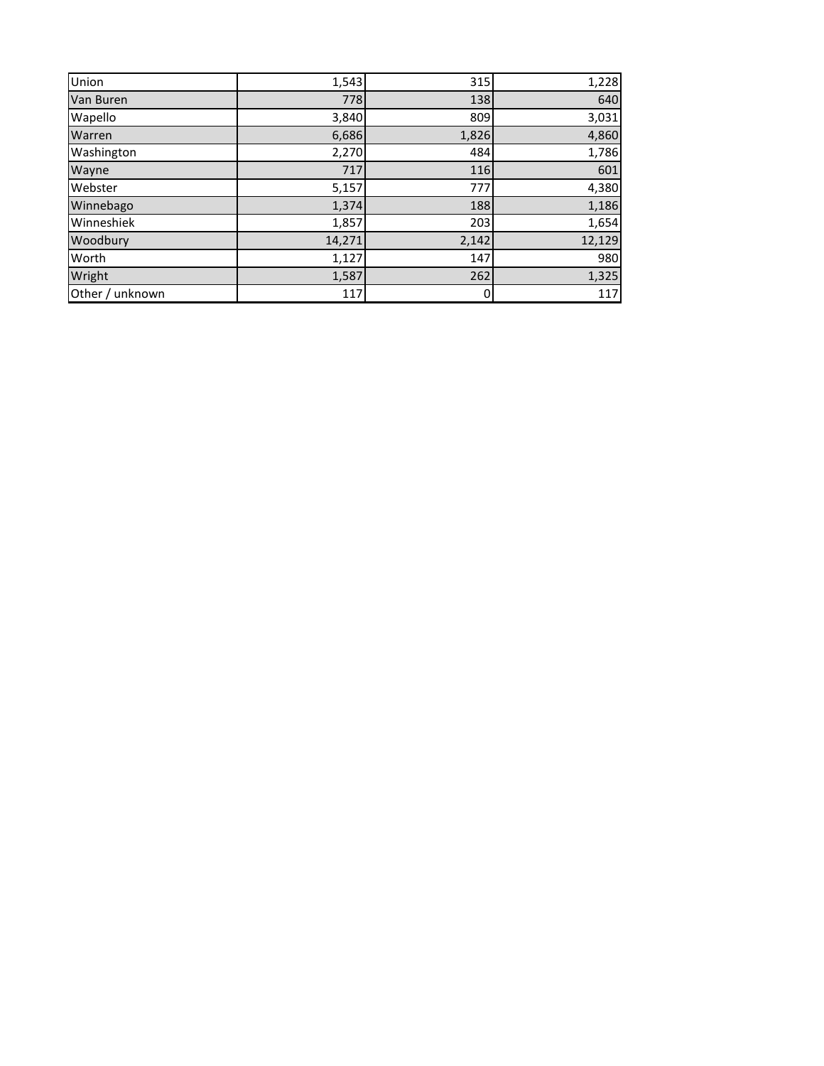| | | | |
|---|---|---|---|
| Union | 1,543 | 315 | 1,228 |
| Van Buren | 778 | 138 | 640 |
| Wapello | 3,840 | 809 | 3,031 |
| Warren | 6,686 | 1,826 | 4,860 |
| Washington | 2,270 | 484 | 1,786 |
| Wayne | 717 | 116 | 601 |
| Webster | 5,157 | 777 | 4,380 |
| Winnebago | 1,374 | 188 | 1,186 |
| Winneshiek | 1,857 | 203 | 1,654 |
| Woodbury | 14,271 | 2,142 | 12,129 |
| Worth | 1,127 | 147 | 980 |
| Wright | 1,587 | 262 | 1,325 |
| Other / unknown | 117 | 0 | 117 |